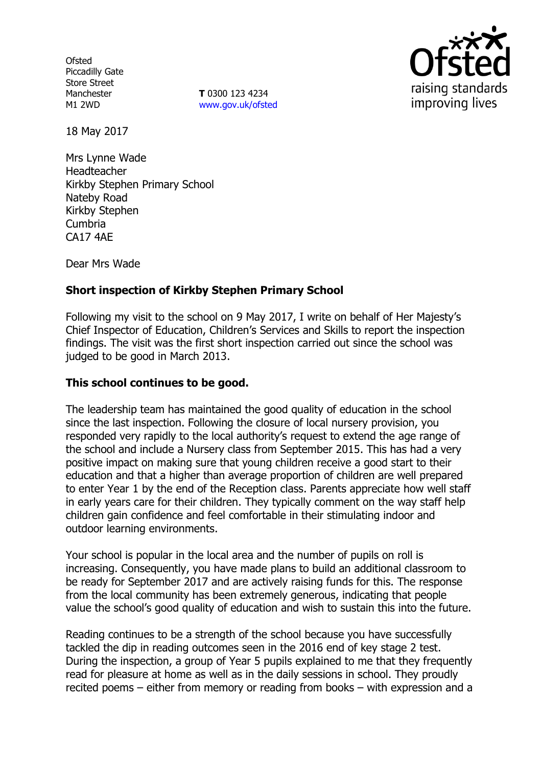Ofsted
Piccadilly Gate
Store Street
Manchester
M1 2WD

**T** 0300 123 4234
www.gov.uk/ofsted

18 May 2017

Mrs Lynne Wade
Headteacher
Kirkby Stephen Primary School
Nateby Road
Kirkby Stephen
Cumbria
CA17 4AE

Dear Mrs Wade

**Short inspection of Kirkby Stephen Primary School**

Following my visit to the school on 9 May 2017, I write on behalf of Her Majesty's Chief Inspector of Education, Children's Services and Skills to report the inspection findings. The visit was the first short inspection carried out since the school was judged to be good in March 2013.

**This school continues to be good.**

The leadership team has maintained the good quality of education in the school since the last inspection. Following the closure of local nursery provision, you responded very rapidly to the local authority's request to extend the age range of the school and include a Nursery class from September 2015. This has had a very positive impact on making sure that young children receive a good start to their education and that a higher than average proportion of children are well prepared to enter Year 1 by the end of the Reception class. Parents appreciate how well staff in early years care for their children. They typically comment on the way staff help children gain confidence and feel comfortable in their stimulating indoor and outdoor learning environments.

Your school is popular in the local area and the number of pupils on roll is increasing. Consequently, you have made plans to build an additional classroom to be ready for September 2017 and are actively raising funds for this. The response from the local community has been extremely generous, indicating that people value the school's good quality of education and wish to sustain this into the future.

Reading continues to be a strength of the school because you have successfully tackled the dip in reading outcomes seen in the 2016 end of key stage 2 test. During the inspection, a group of Year 5 pupils explained to me that they frequently read for pleasure at home as well as in the daily sessions in school. They proudly recited poems – either from memory or reading from books – with expression and a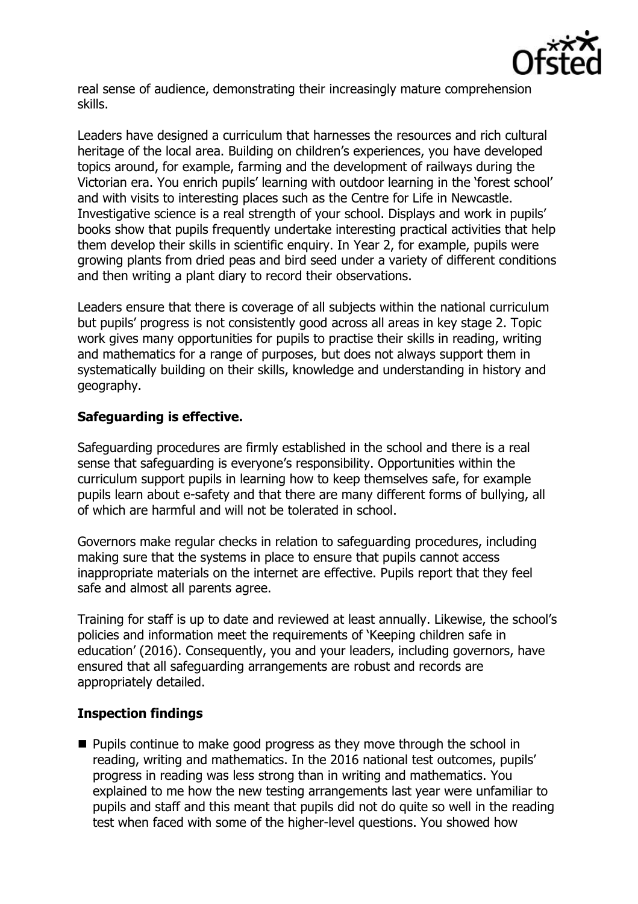real sense of audience, demonstrating their increasingly mature comprehension skills.

Leaders have designed a curriculum that harnesses the resources and rich cultural heritage of the local area. Building on children's experiences, you have developed topics around, for example, farming and the development of railways during the Victorian era. You enrich pupils' learning with outdoor learning in the 'forest school' and with visits to interesting places such as the Centre for Life in Newcastle. Investigative science is a real strength of your school. Displays and work in pupils' books show that pupils frequently undertake interesting practical activities that help them develop their skills in scientific enquiry. In Year 2, for example, pupils were growing plants from dried peas and bird seed under a variety of different conditions and then writing a plant diary to record their observations.

Leaders ensure that there is coverage of all subjects within the national curriculum but pupils' progress is not consistently good across all areas in key stage 2. Topic work gives many opportunities for pupils to practise their skills in reading, writing and mathematics for a range of purposes, but does not always support them in systematically building on their skills, knowledge and understanding in history and geography.

## Safeguarding is effective.

Safeguarding procedures are firmly established in the school and there is a real sense that safeguarding is everyone's responsibility. Opportunities within the curriculum support pupils in learning how to keep themselves safe, for example pupils learn about e-safety and that there are many different forms of bullying, all of which are harmful and will not be tolerated in school.

Governors make regular checks in relation to safeguarding procedures, including making sure that the systems in place to ensure that pupils cannot access inappropriate materials on the internet are effective. Pupils report that they feel safe and almost all parents agree.

Training for staff is up to date and reviewed at least annually. Likewise, the school's policies and information meet the requirements of 'Keeping children safe in education' (2016). Consequently, you and your leaders, including governors, have ensured that all safeguarding arrangements are robust and records are appropriately detailed.

## Inspection findings

- Pupils continue to make good progress as they move through the school in reading, writing and mathematics. In the 2016 national test outcomes, pupils' progress in reading was less strong than in writing and mathematics. You explained to me how the new testing arrangements last year were unfamiliar to pupils and staff and this meant that pupils did not do quite so well in the reading test when faced with some of the higher-level questions. You showed how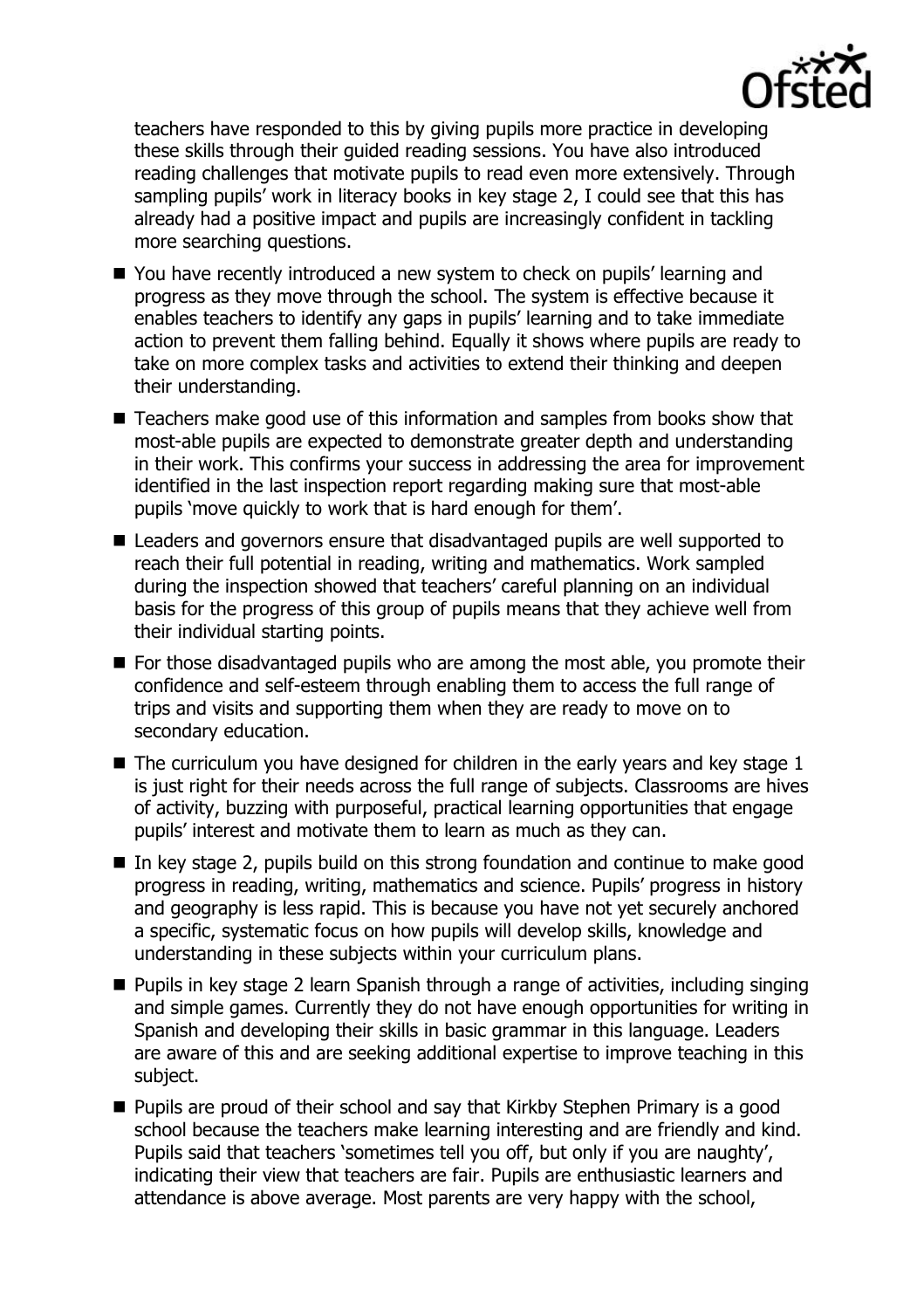teachers have responded to this by giving pupils more practice in developing these skills through their guided reading sessions. You have also introduced reading challenges that motivate pupils to read even more extensively. Through sampling pupils' work in literacy books in key stage 2, I could see that this has already had a positive impact and pupils are increasingly confident in tackling more searching questions.

- You have recently introduced a new system to check on pupils' learning and progress as they move through the school. The system is effective because it enables teachers to identify any gaps in pupils' learning and to take immediate action to prevent them falling behind. Equally it shows where pupils are ready to take on more complex tasks and activities to extend their thinking and deepen their understanding.
- Teachers make good use of this information and samples from books show that most-able pupils are expected to demonstrate greater depth and understanding in their work. This confirms your success in addressing the area for improvement identified in the last inspection report regarding making sure that most-able pupils 'move quickly to work that is hard enough for them'.
- Leaders and governors ensure that disadvantaged pupils are well supported to reach their full potential in reading, writing and mathematics. Work sampled during the inspection showed that teachers' careful planning on an individual basis for the progress of this group of pupils means that they achieve well from their individual starting points.
- For those disadvantaged pupils who are among the most able, you promote their confidence and self-esteem through enabling them to access the full range of trips and visits and supporting them when they are ready to move on to secondary education.
- The curriculum you have designed for children in the early years and key stage 1 is just right for their needs across the full range of subjects. Classrooms are hives of activity, buzzing with purposeful, practical learning opportunities that engage pupils' interest and motivate them to learn as much as they can.
- In key stage 2, pupils build on this strong foundation and continue to make good progress in reading, writing, mathematics and science. Pupils' progress in history and geography is less rapid. This is because you have not yet securely anchored a specific, systematic focus on how pupils will develop skills, knowledge and understanding in these subjects within your curriculum plans.
- Pupils in key stage 2 learn Spanish through a range of activities, including singing and simple games. Currently they do not have enough opportunities for writing in Spanish and developing their skills in basic grammar in this language. Leaders are aware of this and are seeking additional expertise to improve teaching in this subject.
- Pupils are proud of their school and say that Kirkby Stephen Primary is a good school because the teachers make learning interesting and are friendly and kind. Pupils said that teachers 'sometimes tell you off, but only if you are naughty', indicating their view that teachers are fair. Pupils are enthusiastic learners and attendance is above average. Most parents are very happy with the school,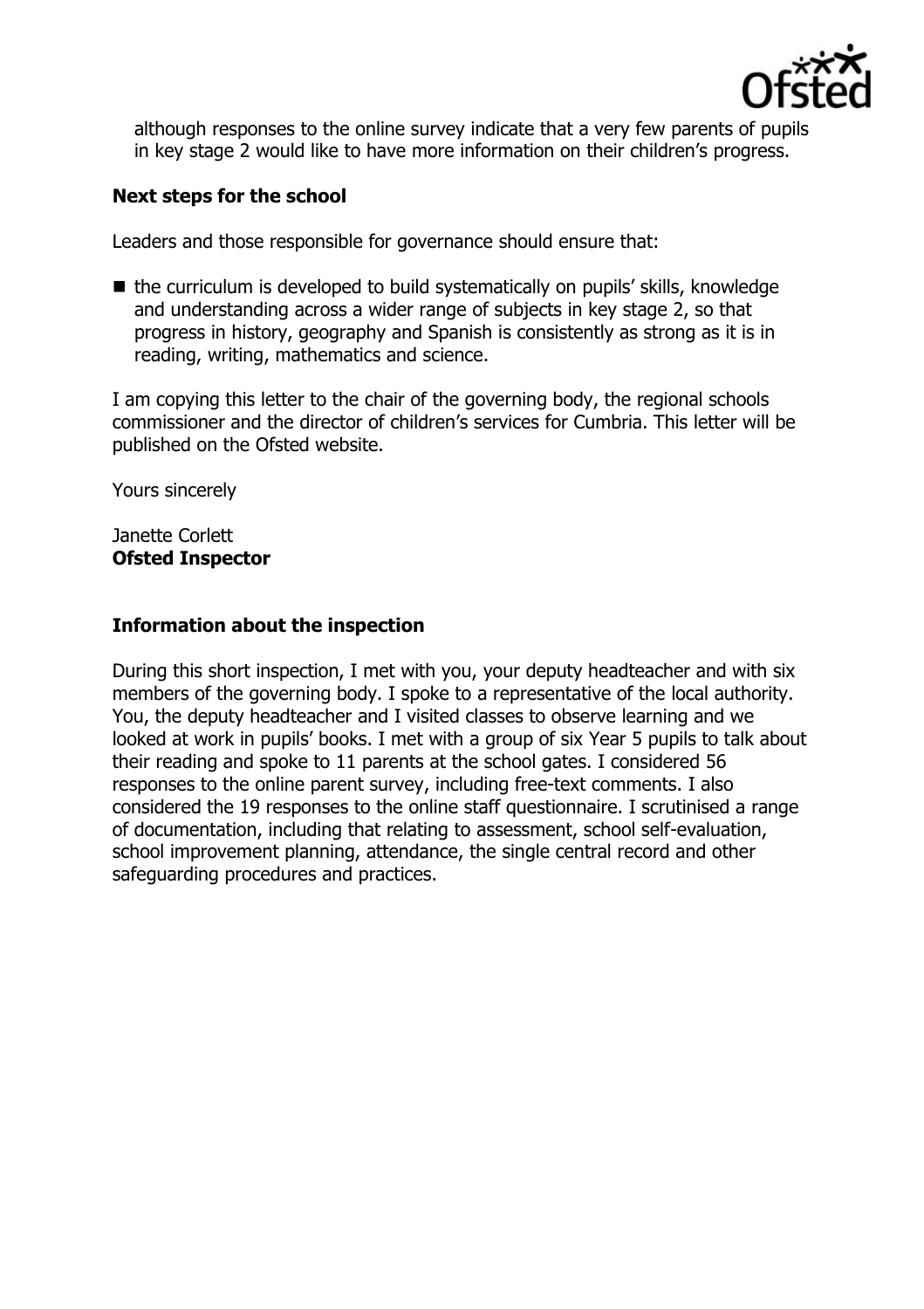although responses to the online survey indicate that a very few parents of pupils in key stage 2 would like to have more information on their children's progress.

**Next steps for the school**

Leaders and those responsible for governance should ensure that:

- the curriculum is developed to build systematically on pupils' skills, knowledge and understanding across a wider range of subjects in key stage 2, so that progress in history, geography and Spanish is consistently as strong as it is in reading, writing, mathematics and science.

I am copying this letter to the chair of the governing body, the regional schools commissioner and the director of children's services for Cumbria. This letter will be published on the Ofsted website.

Yours sincerely

Janette Corlett
**Ofsted Inspector**

**Information about the inspection**

During this short inspection, I met with you, your deputy headteacher and with six members of the governing body. I spoke to a representative of the local authority. You, the deputy headteacher and I visited classes to observe learning and we looked at work in pupils' books. I met with a group of six Year 5 pupils to talk about their reading and spoke to 11 parents at the school gates. I considered 56 responses to the online parent survey, including free-text comments. I also considered the 19 responses to the online staff questionnaire. I scrutinised a range of documentation, including that relating to assessment, school self-evaluation, school improvement planning, attendance, the single central record and other safeguarding procedures and practices.